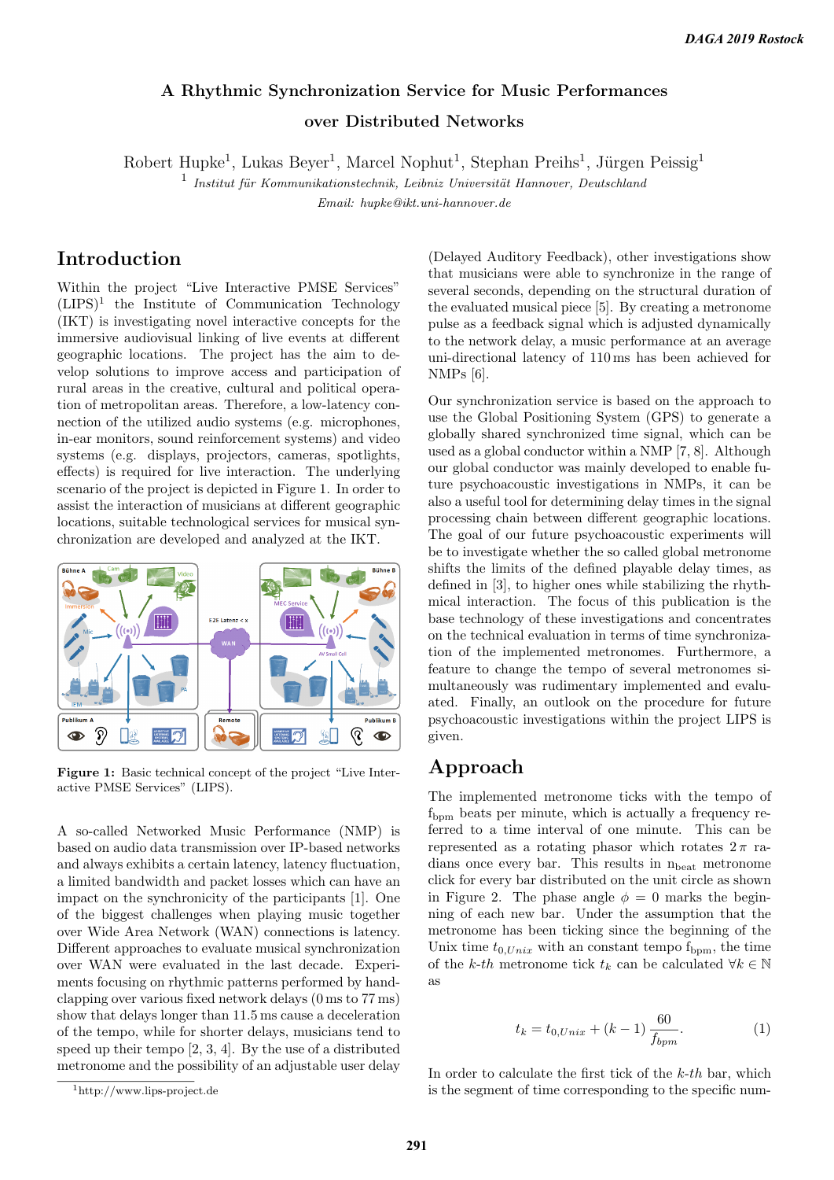# A Rhythmic Synchronization Service for Music Performances over Distributed Networks

Robert Hupke[1], Lukas Beyer[1], Marcel Nophut[1], Stephan Preihs[1], Jürgen Peissig[1]

[1] *Institut für Kommunikationstechnik, Leibniz Universität Hannover, Deutschland*

*Email: hupke@ikt.uni-hannover.de*

## Introduction

Within the project "Live Interactive PMSE Services" (LIPS)[1] the Institute of Communication Technology (IKT) is investigating novel interactive concepts for the immersive audiovisual linking of live events at different geographic locations. The project has the aim to develop solutions to improve access and participation of rural areas in the creative, cultural and political operation of metropolitan areas. Therefore, a low-latency connection of the utilized audio systems (e.g. microphones, in-ear monitors, sound reinforcement systems) and video systems (e.g. displays, projectors, cameras, spotlights, effects) is required for live interaction. The underlying scenario of the project is depicted in Figure 1. In order to assist the interaction of musicians at different geographic locations, suitable technological services for musical synchronization are developed and analyzed at the IKT.

**Figure 1:** Basic technical concept of the project "Live Interactive PMSE Services" (LIPS).

A so-called Networked Music Performance (NMP) is based on audio data transmission over IP-based networks and always exhibits a certain latency, latency fluctuation, a limited bandwidth and packet losses which can have an impact on the synchronicity of the participants [1]. One of the biggest challenges when playing music together over Wide Area Network (WAN) connections is latency. Different approaches to evaluate musical synchronization over WAN were evaluated in the last decade. Experiments focusing on rhythmic patterns performed by handclapping over various fixed network delays (0 ms to 77 ms) show that delays longer than 11.5 ms cause a deceleration of the tempo, while for shorter delays, musicians tend to speed up their tempo [2, 3, 4]. By the use of a distributed metronome and the possibility of an adjustable user delay (Delayed Auditory Feedback), other investigations show that musicians were able to synchronize in the range of several seconds, depending on the structural duration of the evaluated musical piece [5]. By creating a metronome pulse as a feedback signal which is adjusted dynamically to the network delay, a music performance at an average uni-directional latency of 110 ms has been achieved for NMPs [6].

Our synchronization service is based on the approach to use the Global Positioning System (GPS) to generate a globally shared synchronized time signal, which can be used as a global conductor within a NMP [7, 8]. Although our global conductor was mainly developed to enable future psychoacoustic investigations in NMPs, it can be also a useful tool for determining delay times in the signal processing chain between different geographic locations. The goal of our future psychoacoustic experiments will be to investigate whether the so called global metronome shifts the limits of the defined playable delay times, as defined in [3], to higher ones while stabilizing the rhythmical interaction. The focus of this publication is the base technology of these investigations and concentrates on the technical evaluation in terms of time synchronization of the implemented metronomes. Furthermore, a feature to change the tempo of several metronomes simultaneously was rudimentary implemented and evaluated. Finally, an outlook on the procedure for future psychoacoustic investigations within the project LIPS is given.

## Approach

The implemented metronome ticks with the tempo of $f_{bpm}$ beats per minute, which is actually a frequency referred to a time interval of one minute. This can be represented as a rotating phasor which rotates $2\pi$ radians once every bar. This results in $n_{beat}$ metronome click for every bar distributed on the unit circle as shown in Figure 2. The phase angle $\phi = 0$ marks the beginning of each new bar. Under the assumption that the metronome has been ticking since the beginning of the Unix time $t_{0,Unix}$ with an constant tempo $f_{bpm}$, the time of the *k-th* metronome tick $t_k$ can be calculated $\forall k \in \mathbb{N}$ as

$$t_k = t_{0,Unix} + (k-1)\,\frac{60}{f_{bpm}}. \qquad (1)$$

In order to calculate the first tick of the *k-th* bar, which is the segment of time corresponding to the specific num-

[1] http://www.lips-project.de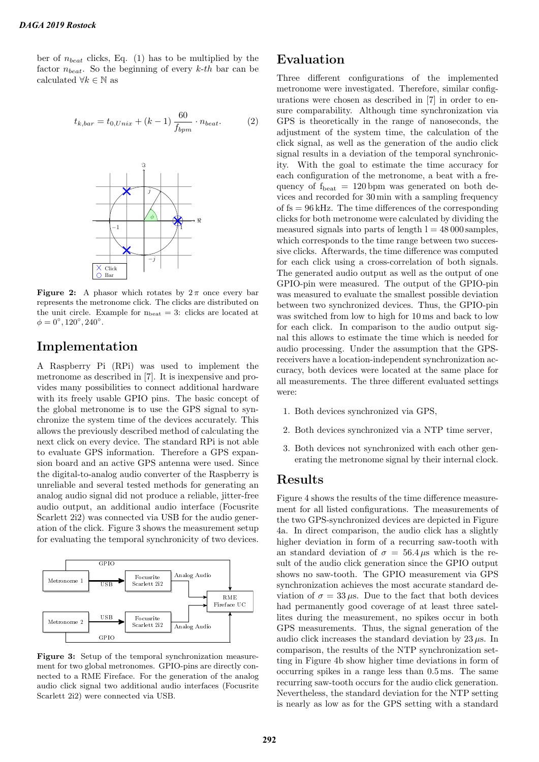ber of $n_{beat}$ clicks, Eq. (1) has to be multiplied by the factor $n_{beat}$. So the beginning of every $k$-$th$ bar can be calculated $\forall k \in \mathbb{N}$ as

$$t_{k,bar} = t_{0,Unix} + (k-1)\,\frac{60}{f_{bpm}} \cdot n_{beat}. \qquad (2)$$

**Figure 2:** A phasor which rotates by $2\pi$ once every bar represents the metronome click. The clicks are distributed on the unit circle. Example for $n_{beat} = 3$: clicks are located at $\phi = 0°, 120°, 240°$.

## Implementation

A Raspberry Pi (RPi) was used to implement the metronome as described in [7]. It is inexpensive and provides many possibilities to connect additional hardware with its freely usable GPIO pins. The basic concept of the global metronome is to use the GPS signal to synchronize the system time of the devices accurately. This allows the previously described method of calculating the next click on every device. The standard RPi is not able to evaluate GPS information. Therefore a GPS expansion board and an active GPS antenna were used. Since the digital-to-analog audio converter of the Raspberry is unreliable and several tested methods for generating an analog audio signal did not produce a reliable, jitter-free audio output, an additional audio interface (Focusrite Scarlett 2i2) was connected via USB for the audio generation of the click. Figure 3 shows the measurement setup for evaluating the temporal synchronicity of two devices.

**Figure 3:** Setup of the temporal synchronization measurement for two global metronomes. GPIO-pins are directly connected to a RME Fireface. For the generation of the analog audio click signal two additional audio interfaces (Focusrite Scarlett 2i2) were connected via USB.

## Evaluation

Three different configurations of the implemented metronome were investigated. Therefore, similar configurations were chosen as described in [7] in order to ensure comparability. Although time synchronization via GPS is theoretically in the range of nanoseconds, the adjustment of the system time, the calculation of the click signal, as well as the generation of the audio click signal results in a deviation of the temporal synchronicity. With the goal to estimate the time accuracy for each configuration of the metronome, a beat with a frequency of $f_{beat} = 120\,\text{bpm}$ was generated on both devices and recorded for 30 min with a sampling frequency of $fs = 96\,\text{kHz}$. The time differences of the corresponding clicks for both metronome were calculated by dividing the measured signals into parts of length $l = 48\,000$ samples, which corresponds to the time range between two successive clicks. Afterwards, the time difference was computed for each click using a cross-correlation of both signals. The generated audio output as well as the output of one GPIO-pin were measured. The output of the GPIO-pin was measured to evaluate the smallest possible deviation between two synchronized devices. Thus, the GPIO-pin was switched from low to high for 10 ms and back to low for each click. In comparison to the audio output signal this allows to estimate the time which is needed for audio processing. Under the assumption that the GPS-receivers have a location-independent synchronization accuracy, both devices were located at the same place for all measurements. The three different evaluated settings were:

1. Both devices synchronized via GPS,
2. Both devices synchronized via a NTP time server,
3. Both devices not synchronized with each other generating the metronome signal by their internal clock.

## Results

Figure 4 shows the results of the time difference measurement for all listed configurations. The measurements of the two GPS-synchronized devices are depicted in Figure 4a. In direct comparison, the audio click has a slightly higher deviation in form of a recurring saw-tooth with an standard deviation of $\sigma = 56.4\,\mu\text{s}$ which is the result of the audio click generation since the GPIO output shows no saw-tooth. The GPIO measurement via GPS synchronization achieves the most accurate standard deviation of $\sigma = 33\,\mu\text{s}$. Due to the fact that both devices had permanently good coverage of at least three satellites during the measurement, no spikes occur in both GPS measurements. Thus, the signal generation of the audio click increases the standard deviation by $23\,\mu\text{s}$. In comparison, the results of the NTP synchronization setting in Figure 4b show higher time deviations in form of occurring spikes in a range less than 0.5 ms. The same recurring saw-tooth occurs for the audio click generation. Nevertheless, the standard deviation for the NTP setting is nearly as low as for the GPS setting with a standard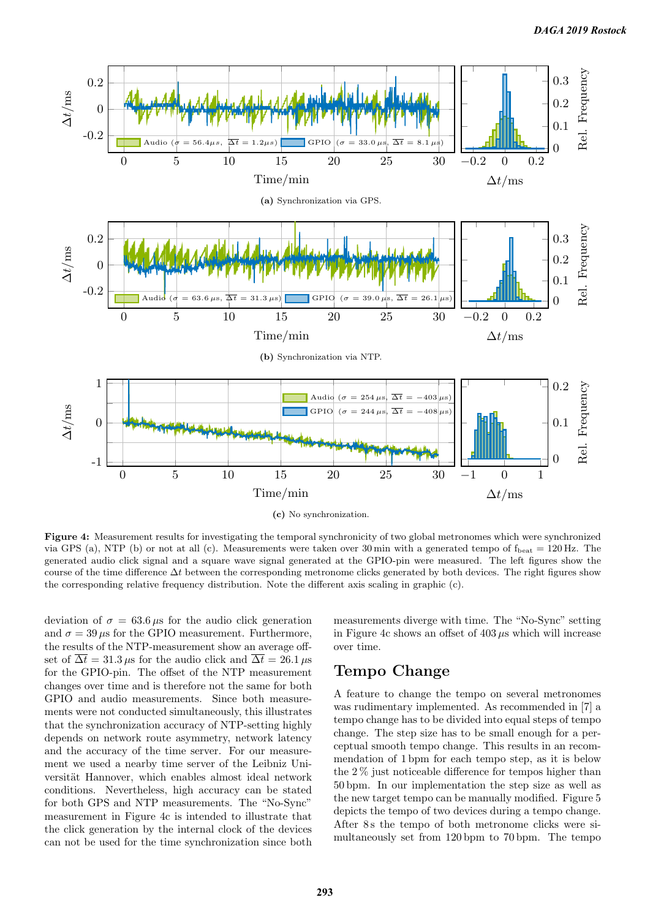**Figure 4:** Measurement results for investigating the temporal synchronicity of two global metronomes which were synchronized via GPS (a), NTP (b) or not at all (c). Measurements were taken over 30 min with a generated tempo of $f_{beat} = 120$ Hz. The generated audio click signal and a square wave signal generated at the GPIO-pin were measured. The left figures show the course of the time difference $\Delta t$ between the corresponding metronome clicks generated by both devices. The right figures show the corresponding relative frequency distribution. Note the different axis scaling in graphic (c).

deviation of $\sigma = 63.6\,\mu$s for the audio click generation and $\sigma = 39\,\mu$s for the GPIO measurement. Furthermore, the results of the NTP-measurement show an average offset of $\overline{\Delta t} = 31.3\,\mu$s for the audio click and $\overline{\Delta t} = 26.1\,\mu$s for the GPIO-pin. The offset of the NTP measurement changes over time and is therefore not the same for both GPIO and audio measurements. Since both measurements were not conducted simultaneously, this illustrates that the synchronization accuracy of NTP-setting highly depends on network route asymmetry, network latency and the accuracy of the time server. For our measurement we used a nearby time server of the Leibniz Universität Hannover, which enables almost ideal network conditions. Nevertheless, high accuracy can be stated for both GPS and NTP measurements. The "No-Sync" measurement in Figure 4c is intended to illustrate that the click generation by the internal clock of the devices can not be used for the time synchronization since both measurements diverge with time. The "No-Sync" setting in Figure 4c shows an offset of $403\,\mu$s which will increase over time.

## Tempo Change

A feature to change the tempo on several metronomes was rudimentary implemented. As recommended in [7] a tempo change has to be divided into equal steps of tempo change. The step size has to be small enough for a perceptual smooth tempo change. This results in an recommendation of 1 bpm for each tempo step, as it is below the 2 % just noticeable difference for tempos higher than 50 bpm. In our implementation the step size as well as the new target tempo can be manually modified. Figure 5 depicts the tempo of two devices during a tempo change. After 8 s the tempo of both metronome clicks were simultaneously set from 120 bpm to 70 bpm. The tempo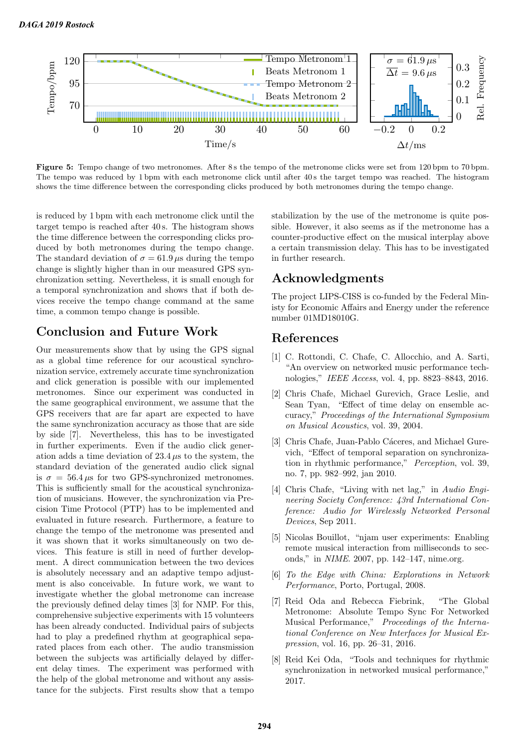Tempo/bpm
120
95
70
0 10 20 30 40 50 60
Time/s
Tempo Metronom 1
Beats Metronom 1
Tempo Metronom 2
Beats Metronom 2

$\sigma = 61.9\,\mu$s
$\overline{\Delta t} = 9.6\,\mu$s
0.3
0.2
0.1
0
Rel. Frequency
−0.2 0 0.2
$\Delta t$/ms

**Figure 5:** Tempo change of two metronomes. After 8 s the tempo of the metronome clicks were set from 120 bpm to 70 bpm. The tempo was reduced by 1 bpm with each metronome click until after 40 s the target tempo was reached. The histogram shows the time difference between the corresponding clicks produced by both metronomes during the tempo change.

is reduced by 1 bpm with each metronome click until the target tempo is reached after 40 s. The histogram shows the time difference between the corresponding clicks produced by both metronomes during the tempo change. The standard deviation of $\sigma = 61.9\,\mu$s during the tempo change is slightly higher than in our measured GPS synchronization setting. Nevertheless, it is small enough for a temporal synchronization and shows that if both devices receive the tempo change command at the same time, a common tempo change is possible.

## Conclusion and Future Work

Our measurements show that by using the GPS signal as a global time reference for our acoustical synchronization service, extremely accurate time synchronization and click generation is possible with our implemented metronomes. Since our experiment was conducted in the same geographical environment, we assume that the GPS receivers that are far apart are expected to have the same synchronization accuracy as those that are side by side [7]. Nevertheless, this has to be investigated in further experiments. Even if the audio click generation adds a time deviation of $23.4\,\mu$s to the system, the standard deviation of the generated audio click signal is $\sigma = 56.4\,\mu$s for two GPS-synchronized metronomes. This is sufficiently small for the acoustical synchronization of musicians. However, the synchronization via Precision Time Protocol (PTP) has to be implemented and evaluated in future research. Furthermore, a feature to change the tempo of the metronome was presented and it was shown that it works simultaneously on two devices. This feature is still in need of further development. A direct communication between the two devices is absolutely necessary and an adaptive tempo adjustment is also conceivable. In future work, we want to investigate whether the global metronome can increase the previously defined delay times [3] for NMP. For this, comprehensive subjective experiments with 15 volunteers has been already conducted. Individual pairs of subjects had to play a predefined rhythm at geographical separated places from each other. The audio transmission between the subjects was artificially delayed by different delay times. The experiment was performed with the help of the global metronome and without any assistance for the subjects. First results show that a tempo stabilization by the use of the metronome is quite possible. However, it also seems as if the metronome has a counter-productive effect on the musical interplay above a certain transmission delay. This has to be investigated in further research.

## Acknowledgments

The project LIPS-CISS is co-funded by the Federal Ministy for Economic Affairs and Energy under the reference number 01MD18010G.

## References

[1] C. Rottondi, C. Chafe, C. Allocchio, and A. Sarti, "An overview on networked music performance technologies," *IEEE Access*, vol. 4, pp. 8823–8843, 2016.

[2] Chris Chafe, Michael Gurevich, Grace Leslie, and Sean Tyan, "Effect of time delay on ensemble accuracy," *Proceedings of the International Symposium on Musical Acoustics*, vol. 39, 2004.

[3] Chris Chafe, Juan-Pablo Cáceres, and Michael Gurevich, "Effect of temporal separation on synchronization in rhythmic performance," *Perception*, vol. 39, no. 7, pp. 982–992, jan 2010.

[4] Chris Chafe, "Living with net lag," in *Audio Engineering Society Conference: 43rd International Conference: Audio for Wirelessly Networked Personal Devices*, Sep 2011.

[5] Nicolas Bouillot, "njam user experiments: Enabling remote musical interaction from milliseconds to seconds," in *NIME*. 2007, pp. 142–147, nime.org.

[6] *To the Edge with China: Explorations in Network Performance*, Porto, Portugal, 2008.

[7] Reid Oda and Rebecca Fiebrink, "The Global Metronome: Absolute Tempo Sync For Networked Musical Performance," *Proceedings of the International Conference on New Interfaces for Musical Expression*, vol. 16, pp. 26–31, 2016.

[8] Reid Kei Oda, "Tools and techniques for rhythmic synchronization in networked musical performance," 2017.